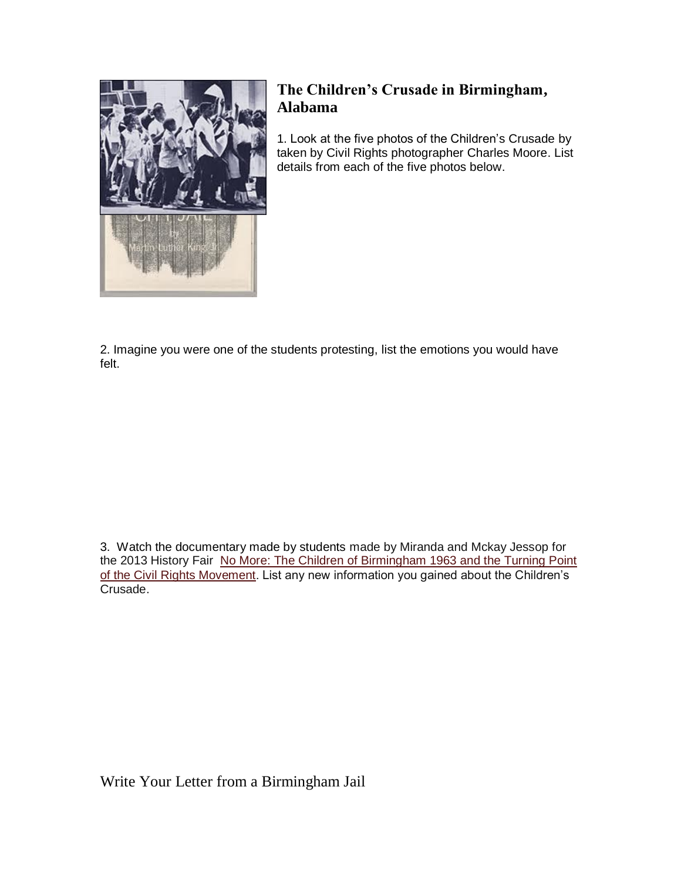## The Children's Crusade in Birmingham, Alabama

1. Look at the five photos of the Children's Crusade by taken by Civil Rights photographer Charles Moore. List details from each of the five photos below.

2. Imagine you were one of the students protesting, list the emotions you would have felt.

3. Watch the documentary made by students made by Miranda and Mckay Jessop for the 2013 History Fair No More: The Children of Birmingham 1963 and the Turning Point of the Civil Rights Movement. List any new information you gained about the Children's Crusade.

Write Your Letter from a Birmingham Jail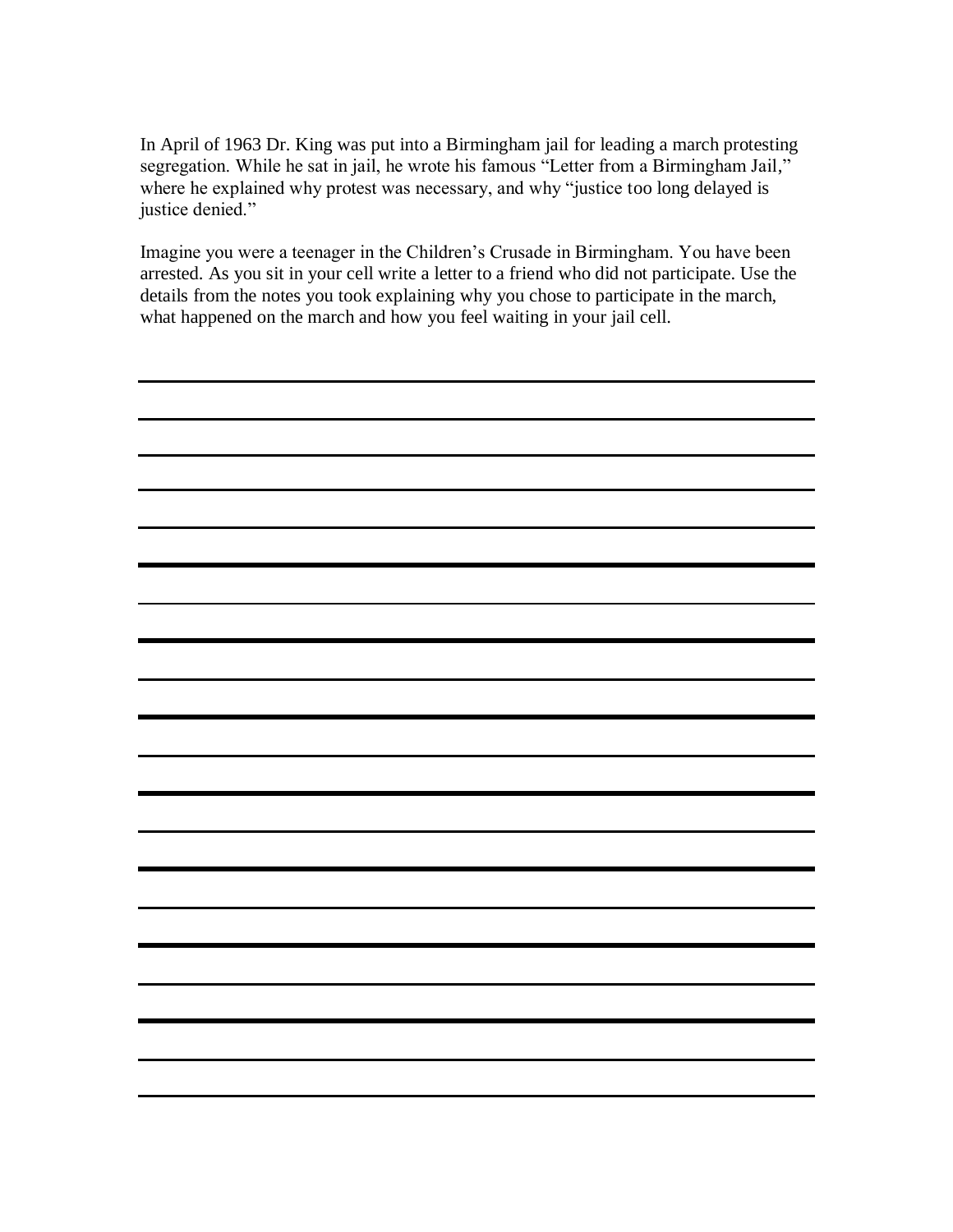In April of 1963 Dr. King was put into a Birmingham jail for leading a march protesting segregation. While he sat in jail, he wrote his famous "Letter from a Birmingham Jail," where he explained why protest was necessary, and why "justice too long delayed is justice denied."

Imagine you were a teenager in the Children's Crusade in Birmingham. You have been arrested. As you sit in your cell write a letter to a friend who did not participate. Use the details from the notes you took explaining why you chose to participate in the march, what happened on the march and how you feel waiting in your jail cell.